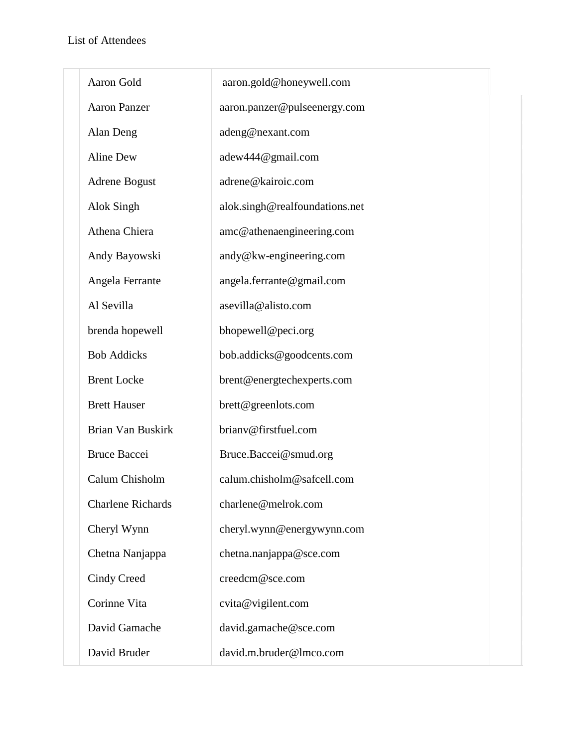List of Attendees

| Name | Email |
|---|---|
| Aaron Gold | aaron.gold@honeywell.com |
| Aaron Panzer | aaron.panzer@pulseenergy.com |
| Alan Deng | adeng@nexant.com |
| Aline Dew | adew444@gmail.com |
| Adrene Bogust | adrene@kairoic.com |
| Alok Singh | alok.singh@realfoundations.net |
| Athena Chiera | amc@athenaengineering.com |
| Andy Bayowski | andy@kw-engineering.com |
| Angela Ferrante | angela.ferrante@gmail.com |
| Al Sevilla | asevilla@alisto.com |
| brenda hopewell | bhopewell@peci.org |
| Bob Addicks | bob.addicks@goodcents.com |
| Brent Locke | brent@energtechexperts.com |
| Brett Hauser | brett@greenlots.com |
| Brian Van Buskirk | brianv@firstfuel.com |
| Bruce Baccei | Bruce.Baccei@smud.org |
| Calum Chisholm | calum.chisholm@safcell.com |
| Charlene Richards | charlene@melrok.com |
| Cheryl Wynn | cheryl.wynn@energywynn.com |
| Chetna Nanjappa | chetna.nanjappa@sce.com |
| Cindy Creed | creedcm@sce.com |
| Corinne Vita | cvita@vigilent.com |
| David Gamache | david.gamache@sce.com |
| David Bruder | david.m.bruder@lmco.com |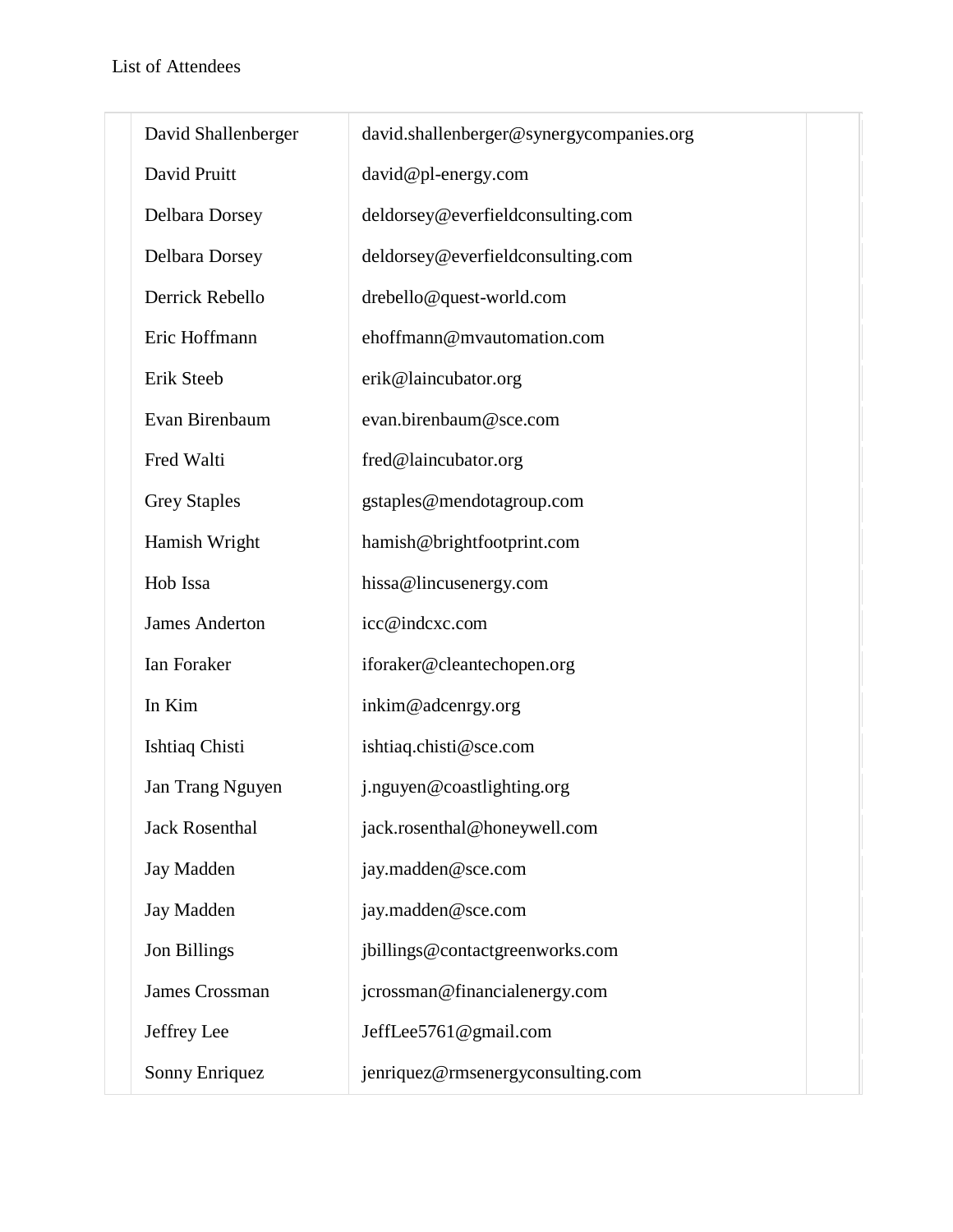List of Attendees

| Name | Email |
|---|---|
| David Shallenberger | david.shallenberger@synergycompanies.org |
| David Pruitt | david@pl-energy.com |
| Delbara Dorsey | deldorsey@everfieldconsulting.com |
| Delbara Dorsey | deldorsey@everfieldconsulting.com |
| Derrick Rebello | drebello@quest-world.com |
| Eric Hoffmann | ehoffmann@mvautomation.com |
| Erik Steeb | erik@laincubator.org |
| Evan Birenbaum | evan.birenbaum@sce.com |
| Fred Walti | fred@laincubator.org |
| Grey Staples | gstaples@mendotagroup.com |
| Hamish Wright | hamish@brightfootprint.com |
| Hob Issa | hissa@lincusenergy.com |
| James Anderton | icc@indcxc.com |
| Ian Foraker | iforaker@cleantechopen.org |
| In Kim | inkim@adcenrgy.org |
| Ishtiaq Chisti | ishtiaq.chisti@sce.com |
| Jan Trang Nguyen | j.nguyen@coastlighting.org |
| Jack Rosenthal | jack.rosenthal@honeywell.com |
| Jay Madden | jay.madden@sce.com |
| Jay Madden | jay.madden@sce.com |
| Jon Billings | jbillings@contactgreenworks.com |
| James Crossman | jcrossman@financialenergy.com |
| Jeffrey Lee | JeffLee5761@gmail.com |
| Sonny Enriquez | jenriquez@rmsenergyconsulting.com |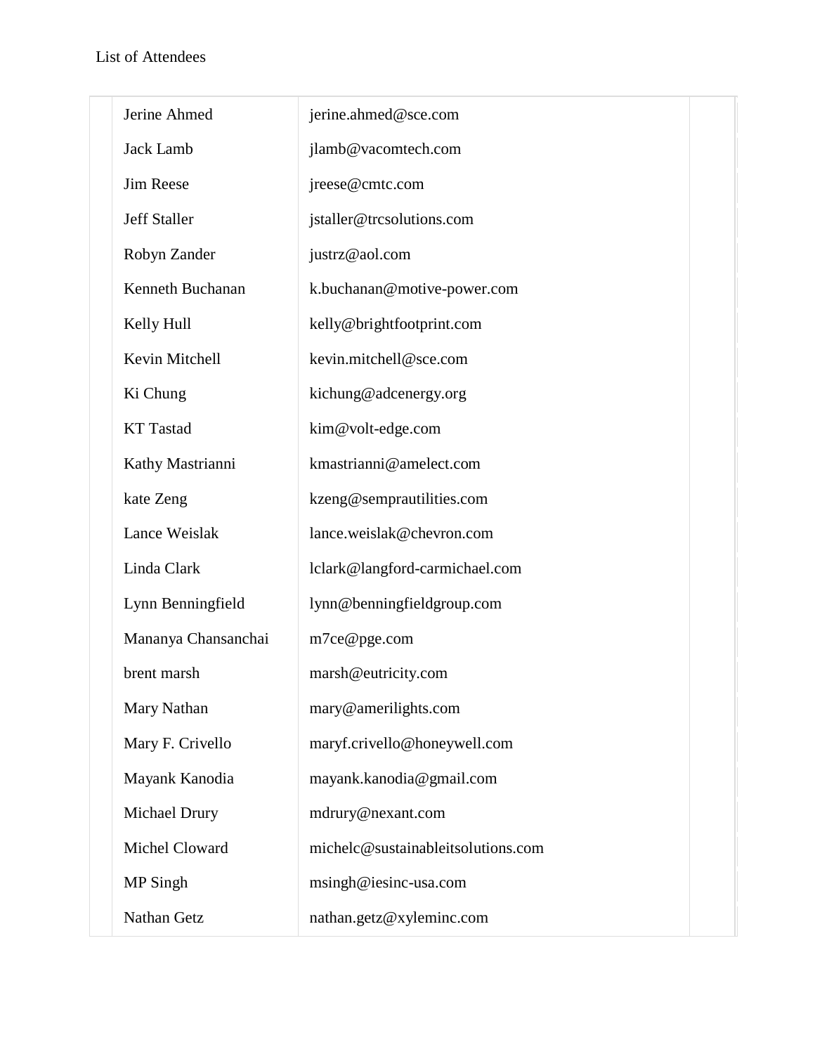List of Attendees

| | | | |
|---|---|---|---|
| | Jerine Ahmed | jerine.ahmed@sce.com | |
| | Jack Lamb | jlamb@vacomtech.com | |
| | Jim Reese | jreese@cmtc.com | |
| | Jeff Staller | jstaller@trcsolutions.com | |
| | Robyn Zander | justrz@aol.com | |
| | Kenneth Buchanan | k.buchanan@motive-power.com | |
| | Kelly Hull | kelly@brightfootprint.com | |
| | Kevin Mitchell | kevin.mitchell@sce.com | |
| | Ki Chung | kichung@adcenergy.org | |
| | KT Tastad | kim@volt-edge.com | |
| | Kathy Mastrianni | kmastrianni@amelect.com | |
| | kate Zeng | kzeng@semprautilities.com | |
| | Lance Weislak | lance.weislak@chevron.com | |
| | Linda Clark | lclark@langford-carmichael.com | |
| | Lynn Benningfield | lynn@benningfieldgroup.com | |
| | Mananya Chansanchai | m7ce@pge.com | |
| | brent marsh | marsh@eutricity.com | |
| | Mary Nathan | mary@amerilights.com | |
| | Mary F. Crivello | maryf.crivello@honeywell.com | |
| | Mayank Kanodia | mayank.kanodia@gmail.com | |
| | Michael Drury | mdrury@nexant.com | |
| | Michel Cloward | michelc@sustainableitsolutions.com | |
| | MP Singh | msingh@iesinc-usa.com | |
| | Nathan Getz | nathan.getz@xyleminc.com | |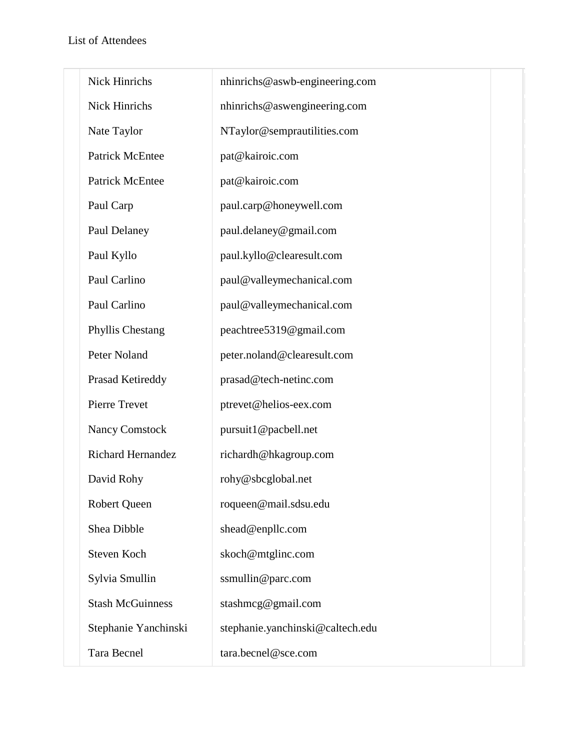List of Attendees

| Name | Email |
| --- | --- |
| Nick Hinrichs | nhinrichs@aswb-engineering.com |
| Nick Hinrichs | nhinrichs@aswengineering.com |
| Nate Taylor | NTaylor@semprautilities.com |
| Patrick McEntee | pat@kairoic.com |
| Patrick McEntee | pat@kairoic.com |
| Paul Carp | paul.carp@honeywell.com |
| Paul Delaney | paul.delaney@gmail.com |
| Paul Kyllo | paul.kyllo@clearesult.com |
| Paul Carlino | paul@valleymechanical.com |
| Paul Carlino | paul@valleymechanical.com |
| Phyllis Chestang | peachtree5319@gmail.com |
| Peter Noland | peter.noland@clearesult.com |
| Prasad Ketireddy | prasad@tech-netinc.com |
| Pierre Trevet | ptrevet@helios-eex.com |
| Nancy Comstock | pursuit1@pacbell.net |
| Richard Hernandez | richardh@hkagroup.com |
| David Rohy | rohy@sbcglobal.net |
| Robert Queen | roqueen@mail.sdsu.edu |
| Shea Dibble | shead@enpllc.com |
| Steven Koch | skoch@mtglinc.com |
| Sylvia Smullin | ssmullin@parc.com |
| Stash McGuinness | stashmcg@gmail.com |
| Stephanie Yanchinski | stephanie.yanchinski@caltech.edu |
| Tara Becnel | tara.becnel@sce.com |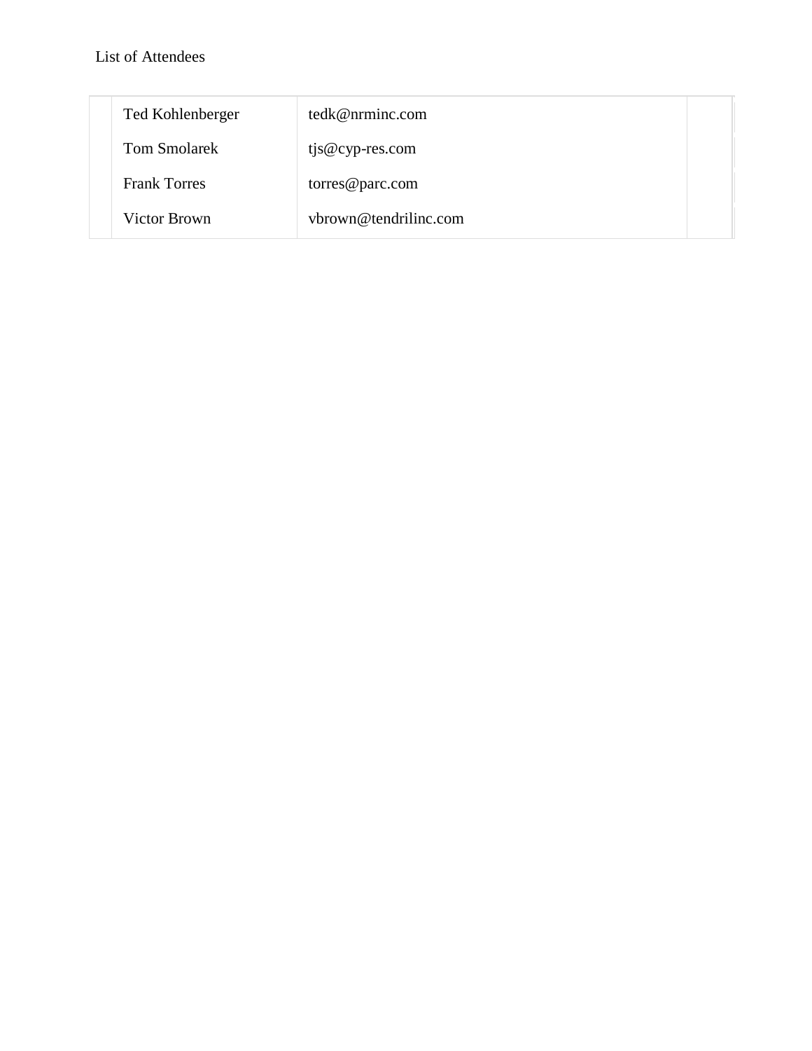List of Attendees

| | | | |
|---|---|---|---|
| | Ted Kohlenberger | tedk@nrminc.com | |
| | Tom Smolarek | tjs@cyp-res.com | |
| | Frank Torres | torres@parc.com | |
| | Victor Brown | vbrown@tendrilinc.com | |